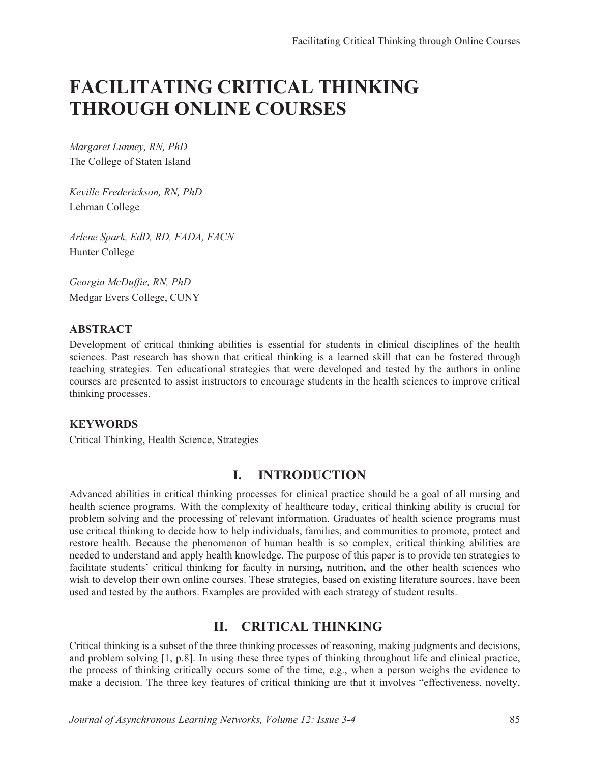# FACILITATING CRITICAL THINKING THROUGH ONLINE COURSES

*Margaret Lunney, RN, PhD*
The College of Staten Island

*Keville Frederickson, RN, PhD*
Lehman College

*Arlene Spark, EdD, RD, FADA, FACN*
Hunter College

*Georgia McDuffie, RN, PhD*
Medgar Evers College, CUNY

### ABSTRACT

Development of critical thinking abilities is essential for students in clinical disciplines of the health sciences. Past research has shown that critical thinking is a learned skill that can be fostered through teaching strategies. Ten educational strategies that were developed and tested by the authors in online courses are presented to assist instructors to encourage students in the health sciences to improve critical thinking processes.

### KEYWORDS

Critical Thinking, Health Science, Strategies

## I. INTRODUCTION

Advanced abilities in critical thinking processes for clinical practice should be a goal of all nursing and health science programs. With the complexity of healthcare today, critical thinking ability is crucial for problem solving and the processing of relevant information. Graduates of health science programs must use critical thinking to decide how to help individuals, families, and communities to promote, protect and restore health. Because the phenomenon of human health is so complex, critical thinking abilities are needed to understand and apply health knowledge. The purpose of this paper is to provide ten strategies to facilitate students' critical thinking for faculty in nursing**,** nutrition**,** and the other health sciences who wish to develop their own online courses. These strategies, based on existing literature sources, have been used and tested by the authors. Examples are provided with each strategy of student results.

## II. CRITICAL THINKING

Critical thinking is a subset of the three thinking processes of reasoning, making judgments and decisions, and problem solving [1, p.8]. In using these three types of thinking throughout life and clinical practice, the process of thinking critically occurs some of the time, e.g., when a person weighs the evidence to make a decision. The three key features of critical thinking are that it involves "effectiveness, novelty,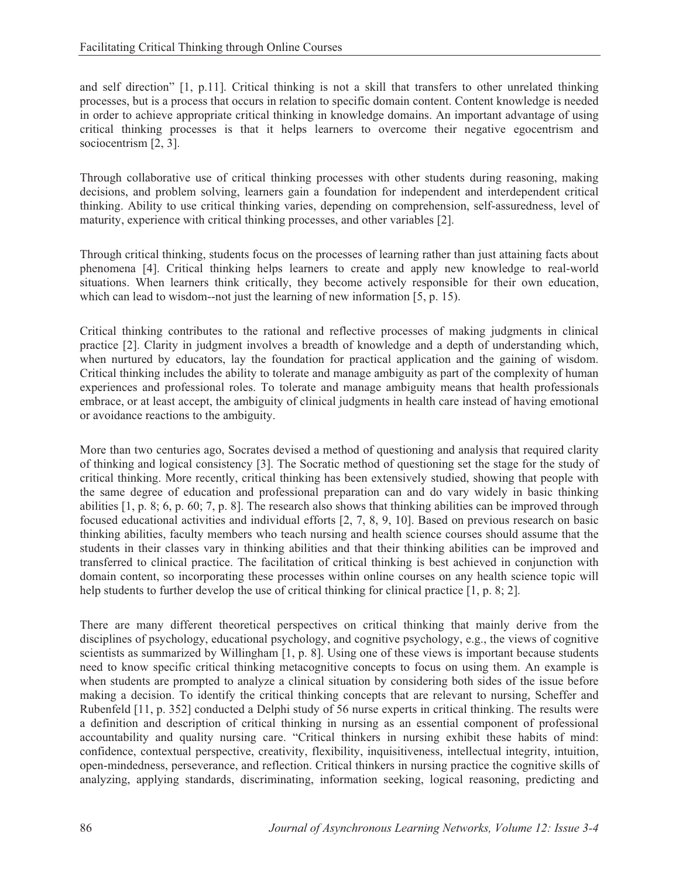and self direction" [1, p.11]. Critical thinking is not a skill that transfers to other unrelated thinking processes, but is a process that occurs in relation to specific domain content. Content knowledge is needed in order to achieve appropriate critical thinking in knowledge domains. An important advantage of using critical thinking processes is that it helps learners to overcome their negative egocentrism and sociocentrism [2, 3].

Through collaborative use of critical thinking processes with other students during reasoning, making decisions, and problem solving, learners gain a foundation for independent and interdependent critical thinking. Ability to use critical thinking varies, depending on comprehension, self-assuredness, level of maturity, experience with critical thinking processes, and other variables [2].

Through critical thinking, students focus on the processes of learning rather than just attaining facts about phenomena [4]. Critical thinking helps learners to create and apply new knowledge to real-world situations. When learners think critically, they become actively responsible for their own education, which can lead to wisdom--not just the learning of new information [5, p. 15).

Critical thinking contributes to the rational and reflective processes of making judgments in clinical practice [2]. Clarity in judgment involves a breadth of knowledge and a depth of understanding which, when nurtured by educators, lay the foundation for practical application and the gaining of wisdom. Critical thinking includes the ability to tolerate and manage ambiguity as part of the complexity of human experiences and professional roles. To tolerate and manage ambiguity means that health professionals embrace, or at least accept, the ambiguity of clinical judgments in health care instead of having emotional or avoidance reactions to the ambiguity.

More than two centuries ago, Socrates devised a method of questioning and analysis that required clarity of thinking and logical consistency [3]. The Socratic method of questioning set the stage for the study of critical thinking. More recently, critical thinking has been extensively studied, showing that people with the same degree of education and professional preparation can and do vary widely in basic thinking abilities [1, p. 8; 6, p. 60; 7, p. 8]. The research also shows that thinking abilities can be improved through focused educational activities and individual efforts [2, 7, 8, 9, 10]. Based on previous research on basic thinking abilities, faculty members who teach nursing and health science courses should assume that the students in their classes vary in thinking abilities and that their thinking abilities can be improved and transferred to clinical practice. The facilitation of critical thinking is best achieved in conjunction with domain content, so incorporating these processes within online courses on any health science topic will help students to further develop the use of critical thinking for clinical practice [1, p. 8; 2].

There are many different theoretical perspectives on critical thinking that mainly derive from the disciplines of psychology, educational psychology, and cognitive psychology, e.g., the views of cognitive scientists as summarized by Willingham [1, p. 8]. Using one of these views is important because students need to know specific critical thinking metacognitive concepts to focus on using them. An example is when students are prompted to analyze a clinical situation by considering both sides of the issue before making a decision. To identify the critical thinking concepts that are relevant to nursing, Scheffer and Rubenfeld [11, p. 352] conducted a Delphi study of 56 nurse experts in critical thinking. The results were a definition and description of critical thinking in nursing as an essential component of professional accountability and quality nursing care. "Critical thinkers in nursing exhibit these habits of mind: confidence, contextual perspective, creativity, flexibility, inquisitiveness, intellectual integrity, intuition, open-mindedness, perseverance, and reflection. Critical thinkers in nursing practice the cognitive skills of analyzing, applying standards, discriminating, information seeking, logical reasoning, predicting and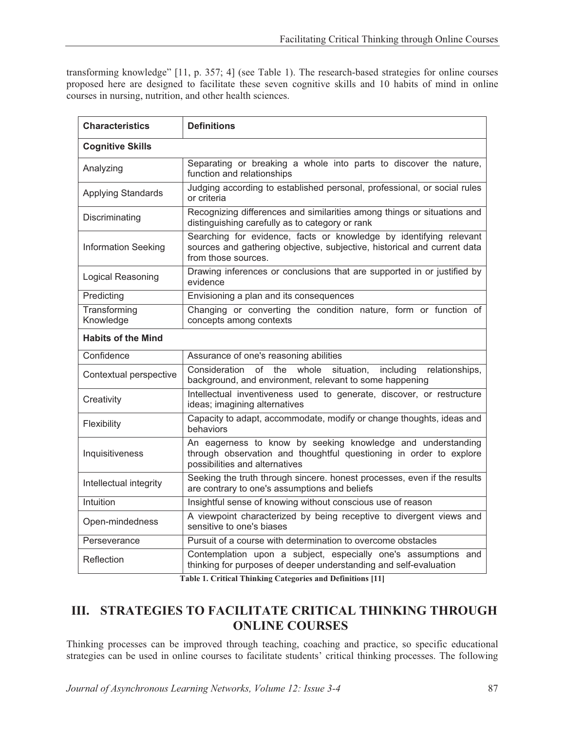transforming knowledge" [11, p. 357; 4] (see Table 1). The research-based strategies for online courses proposed here are designed to facilitate these seven cognitive skills and 10 habits of mind in online courses in nursing, nutrition, and other health sciences.

| **Characteristics** | **Definitions** |
|---|---|
| **Cognitive Skills** | |
| Analyzing | Separating or breaking a whole into parts to discover the nature, function and relationships |
| Applying Standards | Judging according to established personal, professional, or social rules or criteria |
| Discriminating | Recognizing differences and similarities among things or situations and distinguishing carefully as to category or rank |
| Information Seeking | Searching for evidence, facts or knowledge by identifying relevant sources and gathering objective, subjective, historical and current data from those sources. |
| Logical Reasoning | Drawing inferences or conclusions that are supported in or justified by evidence |
| Predicting | Envisioning a plan and its consequences |
| Transforming Knowledge | Changing or converting the condition nature, form or function of concepts among contexts |
| **Habits of the Mind** | |
| Confidence | Assurance of one's reasoning abilities |
| Contextual perspective | Consideration of the whole situation, including relationships, background, and environment, relevant to some happening |
| Creativity | Intellectual inventiveness used to generate, discover, or restructure ideas; imagining alternatives |
| Flexibility | Capacity to adapt, accommodate, modify or change thoughts, ideas and behaviors |
| Inquisitiveness | An eagerness to know by seeking knowledge and understanding through observation and thoughtful questioning in order to explore possibilities and alternatives |
| Intellectual integrity | Seeking the truth through sincere. honest processes, even if the results are contrary to one's assumptions and beliefs |
| Intuition | Insightful sense of knowing without conscious use of reason |
| Open-mindedness | A viewpoint characterized by being receptive to divergent views and sensitive to one's biases |
| Perseverance | Pursuit of a course with determination to overcome obstacles |
| Reflection | Contemplation upon a subject, especially one's assumptions and thinking for purposes of deeper understanding and self-evaluation |

**Table 1. Critical Thinking Categories and Definitions [11]**

## III. STRATEGIES TO FACILITATE CRITICAL THINKING THROUGH ONLINE COURSES

Thinking processes can be improved through teaching, coaching and practice, so specific educational strategies can be used in online courses to facilitate students' critical thinking processes. The following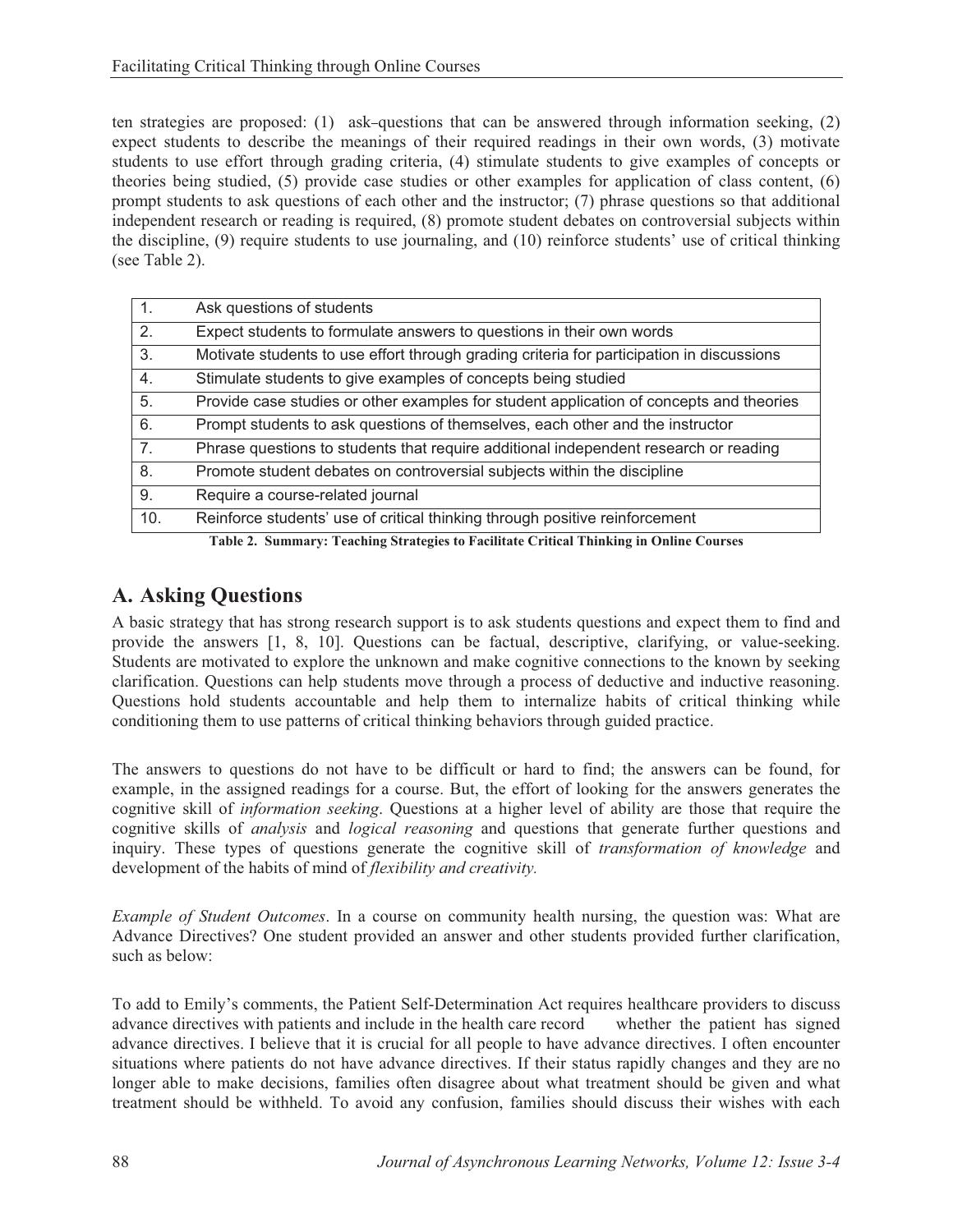ten strategies are proposed: (1) ask–questions that can be answered through information seeking, (2) expect students to describe the meanings of their required readings in their own words, (3) motivate students to use effort through grading criteria, (4) stimulate students to give examples of concepts or theories being studied, (5) provide case studies or other examples for application of class content, (6) prompt students to ask questions of each other and the instructor; (7) phrase questions so that additional independent research or reading is required, (8) promote student debates on controversial subjects within the discipline, (9) require students to use journaling, and (10) reinforce students' use of critical thinking (see Table 2).

| | |
|---|---|
| 1. | Ask questions of students |
| 2. | Expect students to formulate answers to questions in their own words |
| 3. | Motivate students to use effort through grading criteria for participation in discussions |
| 4. | Stimulate students to give examples of concepts being studied |
| 5. | Provide case studies or other examples for student application of concepts and theories |
| 6. | Prompt students to ask questions of themselves, each other and the instructor |
| 7. | Phrase questions to students that require additional independent research or reading |
| 8. | Promote student debates on controversial subjects within the discipline |
| 9. | Require a course-related journal |
| 10. | Reinforce students' use of critical thinking through positive reinforcement |

**Table 2. Summary: Teaching Strategies to Facilitate Critical Thinking in Online Courses**

## A. Asking Questions

A basic strategy that has strong research support is to ask students questions and expect them to find and provide the answers [1, 8, 10]. Questions can be factual, descriptive, clarifying, or value-seeking. Students are motivated to explore the unknown and make cognitive connections to the known by seeking clarification. Questions can help students move through a process of deductive and inductive reasoning. Questions hold students accountable and help them to internalize habits of critical thinking while conditioning them to use patterns of critical thinking behaviors through guided practice.

The answers to questions do not have to be difficult or hard to find; the answers can be found, for example, in the assigned readings for a course. But, the effort of looking for the answers generates the cognitive skill of *information seeking*. Questions at a higher level of ability are those that require the cognitive skills of *analysis* and *logical reasoning* and questions that generate further questions and inquiry. These types of questions generate the cognitive skill of *transformation of knowledge* and development of the habits of mind of *flexibility and creativity.*

*Example of Student Outcomes*. In a course on community health nursing, the question was: What are Advance Directives? One student provided an answer and other students provided further clarification, such as below:

To add to Emily's comments, the Patient Self-Determination Act requires healthcare providers to discuss advance directives with patients and include in the health care record whether the patient has signed advance directives. I believe that it is crucial for all people to have advance directives. I often encounter situations where patients do not have advance directives. If their status rapidly changes and they are no longer able to make decisions, families often disagree about what treatment should be given and what treatment should be withheld. To avoid any confusion, families should discuss their wishes with each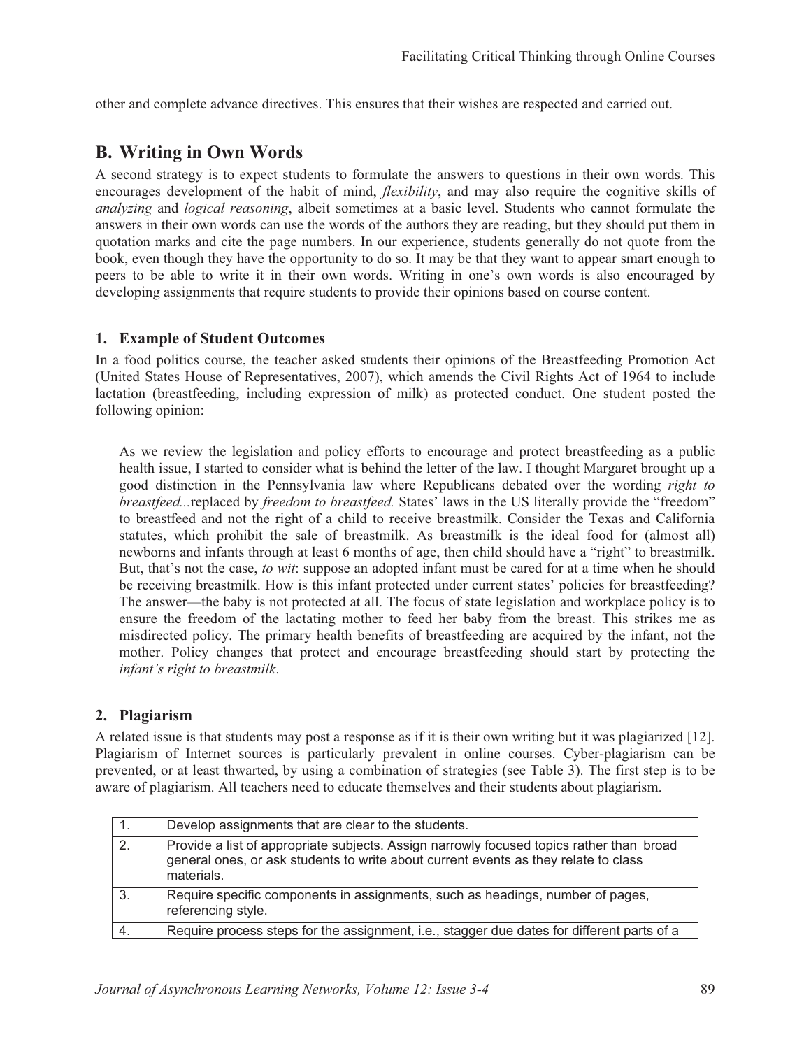other and complete advance directives. This ensures that their wishes are respected and carried out.

## B. Writing in Own Words

A second strategy is to expect students to formulate the answers to questions in their own words. This encourages development of the habit of mind, *flexibility*, and may also require the cognitive skills of *analyzing* and *logical reasoning*, albeit sometimes at a basic level. Students who cannot formulate the answers in their own words can use the words of the authors they are reading, but they should put them in quotation marks and cite the page numbers. In our experience, students generally do not quote from the book, even though they have the opportunity to do so. It may be that they want to appear smart enough to peers to be able to write it in their own words. Writing in one's own words is also encouraged by developing assignments that require students to provide their opinions based on course content.

### 1. Example of Student Outcomes

In a food politics course, the teacher asked students their opinions of the Breastfeeding Promotion Act (United States House of Representatives, 2007), which amends the Civil Rights Act of 1964 to include lactation (breastfeeding, including expression of milk) as protected conduct. One student posted the following opinion:

> As we review the legislation and policy efforts to encourage and protect breastfeeding as a public health issue, I started to consider what is behind the letter of the law. I thought Margaret brought up a good distinction in the Pennsylvania law where Republicans debated over the wording *right to breastfeed...*replaced by *freedom to breastfeed.* States' laws in the US literally provide the "freedom" to breastfeed and not the right of a child to receive breastmilk. Consider the Texas and California statutes, which prohibit the sale of breastmilk. As breastmilk is the ideal food for (almost all) newborns and infants through at least 6 months of age, then child should have a "right" to breastmilk. But, that's not the case, *to wit*: suppose an adopted infant must be cared for at a time when he should be receiving breastmilk. How is this infant protected under current states' policies for breastfeeding? The answer—the baby is not protected at all. The focus of state legislation and workplace policy is to ensure the freedom of the lactating mother to feed her baby from the breast. This strikes me as misdirected policy. The primary health benefits of breastfeeding are acquired by the infant, not the mother. Policy changes that protect and encourage breastfeeding should start by protecting the *infant's right to breastmilk*.

### 2. Plagiarism

A related issue is that students may post a response as if it is their own writing but it was plagiarized [12]. Plagiarism of Internet sources is particularly prevalent in online courses. Cyber-plagiarism can be prevented, or at least thwarted, by using a combination of strategies (see Table 3). The first step is to be aware of plagiarism. All teachers need to educate themselves and their students about plagiarism.

| | |
|---|---|
| 1. | Develop assignments that are clear to the students. |
| 2. | Provide a list of appropriate subjects. Assign narrowly focused topics rather than broad general ones, or ask students to write about current events as they relate to class materials. |
| 3. | Require specific components in assignments, such as headings, number of pages, referencing style. |
| 4. | Require process steps for the assignment, i.e., stagger due dates for different parts of a |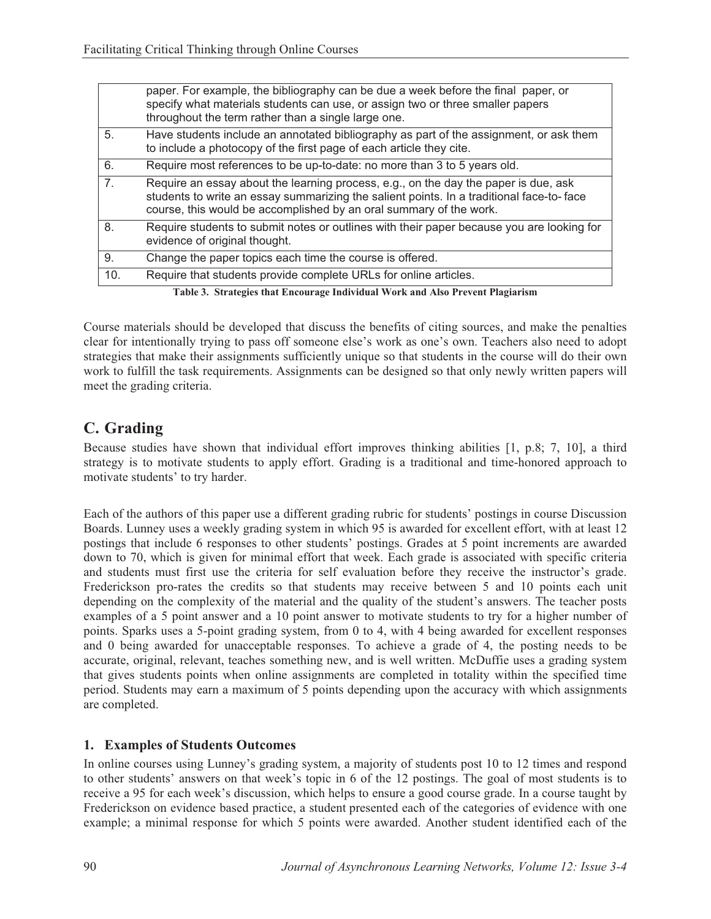| | |
|---|---|
| | paper. For example, the bibliography can be due a week before the final paper, or specify what materials students can use, or assign two or three smaller papers throughout the term rather than a single large one. |
| 5. | Have students include an annotated bibliography as part of the assignment, or ask them to include a photocopy of the first page of each article they cite. |
| 6. | Require most references to be up-to-date: no more than 3 to 5 years old. |
| 7. | Require an essay about the learning process, e.g., on the day the paper is due, ask students to write an essay summarizing the salient points. In a traditional face-to- face course, this would be accomplished by an oral summary of the work. |
| 8. | Require students to submit notes or outlines with their paper because you are looking for evidence of original thought. |
| 9. | Change the paper topics each time the course is offered. |
| 10. | Require that students provide complete URLs for online articles. |

**Table 3. Strategies that Encourage Individual Work and Also Prevent Plagiarism**

Course materials should be developed that discuss the benefits of citing sources, and make the penalties clear for intentionally trying to pass off someone else's work as one's own. Teachers also need to adopt strategies that make their assignments sufficiently unique so that students in the course will do their own work to fulfill the task requirements. Assignments can be designed so that only newly written papers will meet the grading criteria.

## C. Grading

Because studies have shown that individual effort improves thinking abilities [1, p.8; 7, 10], a third strategy is to motivate students to apply effort. Grading is a traditional and time-honored approach to motivate students' to try harder.

Each of the authors of this paper use a different grading rubric for students' postings in course Discussion Boards. Lunney uses a weekly grading system in which 95 is awarded for excellent effort, with at least 12 postings that include 6 responses to other students' postings. Grades at 5 point increments are awarded down to 70, which is given for minimal effort that week. Each grade is associated with specific criteria and students must first use the criteria for self evaluation before they receive the instructor's grade. Frederickson pro-rates the credits so that students may receive between 5 and 10 points each unit depending on the complexity of the material and the quality of the student's answers. The teacher posts examples of a 5 point answer and a 10 point answer to motivate students to try for a higher number of points. Sparks uses a 5-point grading system, from 0 to 4, with 4 being awarded for excellent responses and 0 being awarded for unacceptable responses. To achieve a grade of 4, the posting needs to be accurate, original, relevant, teaches something new, and is well written. McDuffie uses a grading system that gives students points when online assignments are completed in totality within the specified time period. Students may earn a maximum of 5 points depending upon the accuracy with which assignments are completed.

### 1. Examples of Students Outcomes

In online courses using Lunney's grading system, a majority of students post 10 to 12 times and respond to other students' answers on that week's topic in 6 of the 12 postings. The goal of most students is to receive a 95 for each week's discussion, which helps to ensure a good course grade. In a course taught by Frederickson on evidence based practice, a student presented each of the categories of evidence with one example; a minimal response for which 5 points were awarded. Another student identified each of the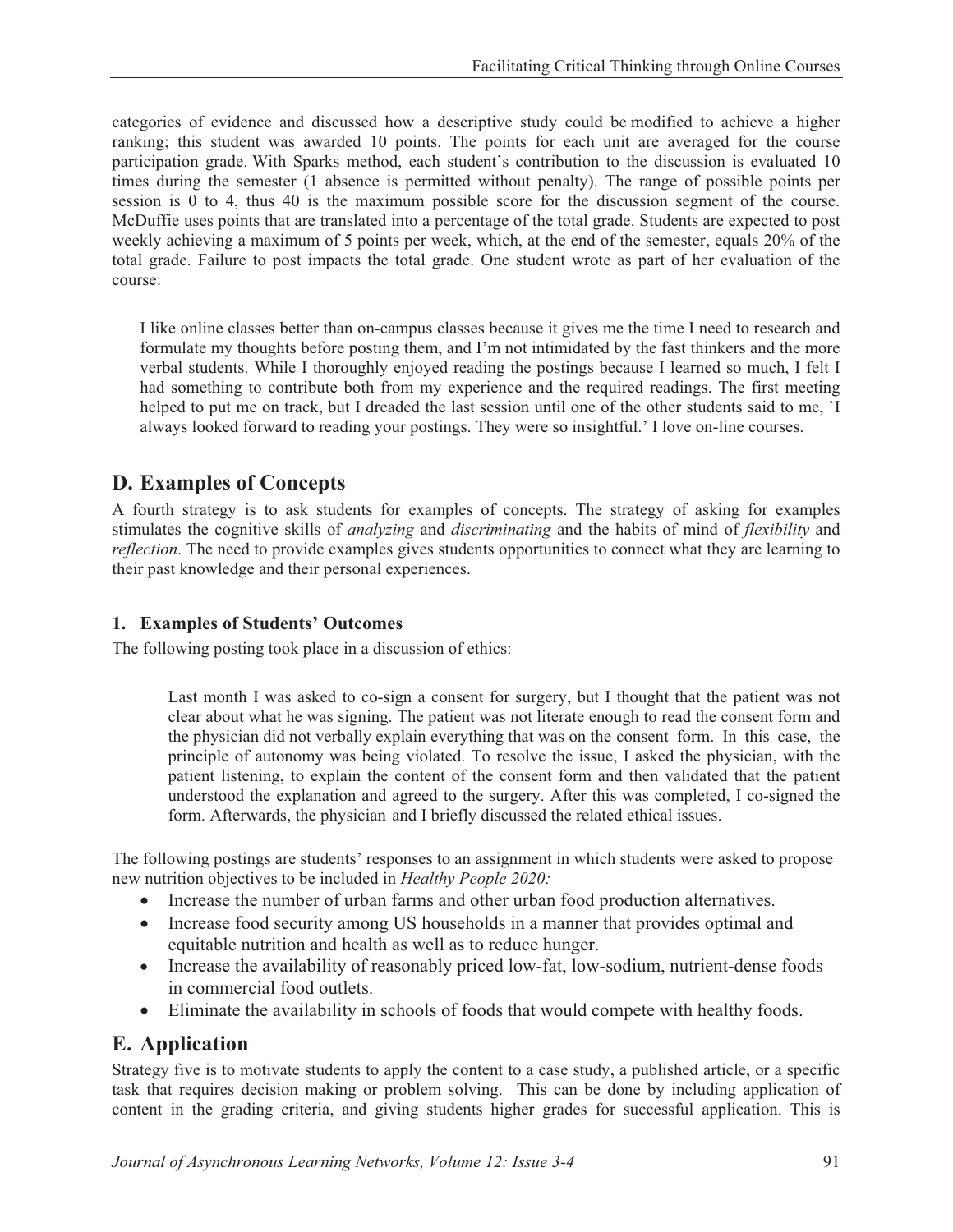categories of evidence and discussed how a descriptive study could be modified to achieve a higher ranking; this student was awarded 10 points. The points for each unit are averaged for the course participation grade. With Sparks method, each student's contribution to the discussion is evaluated 10 times during the semester (1 absence is permitted without penalty). The range of possible points per session is 0 to 4, thus 40 is the maximum possible score for the discussion segment of the course. McDuffie uses points that are translated into a percentage of the total grade. Students are expected to post weekly achieving a maximum of 5 points per week, which, at the end of the semester, equals 20% of the total grade. Failure to post impacts the total grade. One student wrote as part of her evaluation of the course:

> I like online classes better than on-campus classes because it gives me the time I need to research and formulate my thoughts before posting them, and I'm not intimidated by the fast thinkers and the more verbal students. While I thoroughly enjoyed reading the postings because I learned so much, I felt I had something to contribute both from my experience and the required readings. The first meeting helped to put me on track, but I dreaded the last session until one of the other students said to me, `I always looked forward to reading your postings. They were so insightful.' I love on-line courses.

## D. Examples of Concepts

A fourth strategy is to ask students for examples of concepts. The strategy of asking for examples stimulates the cognitive skills of *analyzing* and *discriminating* and the habits of mind of *flexibility* and *reflection*. The need to provide examples gives students opportunities to connect what they are learning to their past knowledge and their personal experiences.

### 1. Examples of Students' Outcomes

The following posting took place in a discussion of ethics:

> Last month I was asked to co-sign a consent for surgery, but I thought that the patient was not clear about what he was signing. The patient was not literate enough to read the consent form and the physician did not verbally explain everything that was on the consent form. In this case, the principle of autonomy was being violated. To resolve the issue, I asked the physician, with the patient listening, to explain the content of the consent form and then validated that the patient understood the explanation and agreed to the surgery. After this was completed, I co-signed the form. Afterwards, the physician and I briefly discussed the related ethical issues.

The following postings are students' responses to an assignment in which students were asked to propose new nutrition objectives to be included in *Healthy People 2020:*

- Increase the number of urban farms and other urban food production alternatives.
- Increase food security among US households in a manner that provides optimal and equitable nutrition and health as well as to reduce hunger.
- Increase the availability of reasonably priced low-fat, low-sodium, nutrient-dense foods in commercial food outlets.
- Eliminate the availability in schools of foods that would compete with healthy foods.

## E. Application

Strategy five is to motivate students to apply the content to a case study, a published article, or a specific task that requires decision making or problem solving. This can be done by including application of content in the grading criteria, and giving students higher grades for successful application. This is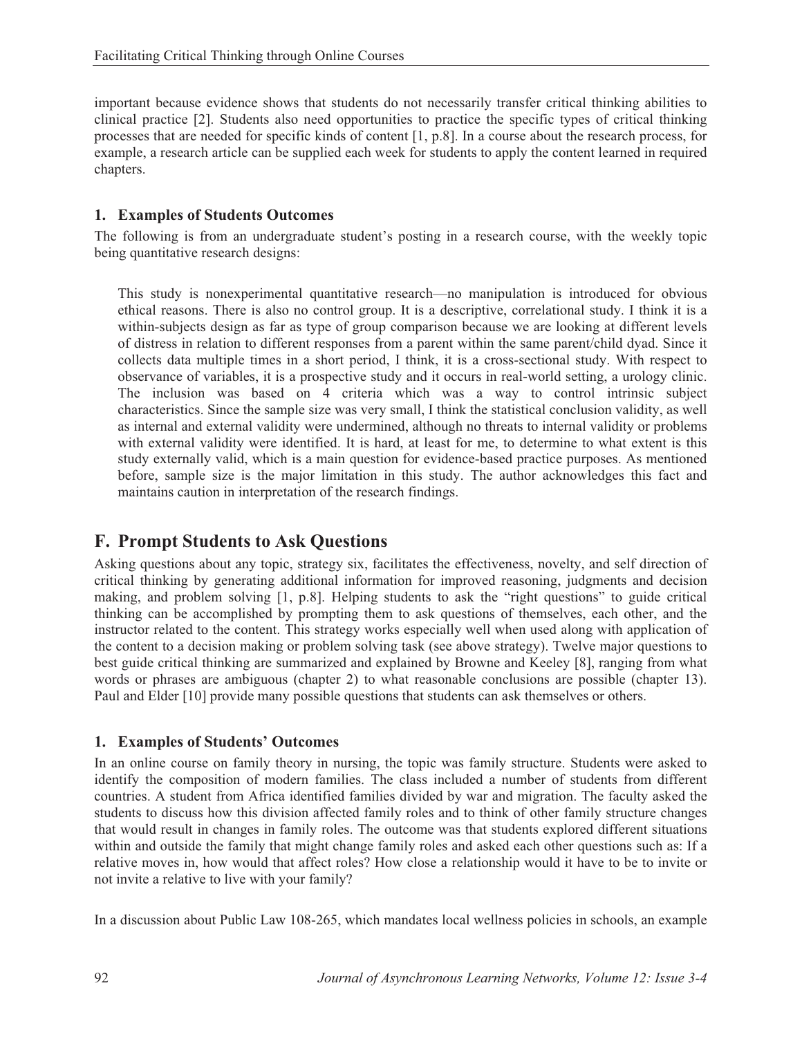important because evidence shows that students do not necessarily transfer critical thinking abilities to clinical practice [2]. Students also need opportunities to practice the specific types of critical thinking processes that are needed for specific kinds of content [1, p.8]. In a course about the research process, for example, a research article can be supplied each week for students to apply the content learned in required chapters.

### 1. Examples of Students Outcomes

The following is from an undergraduate student's posting in a research course, with the weekly topic being quantitative research designs:

> This study is nonexperimental quantitative research—no manipulation is introduced for obvious ethical reasons. There is also no control group. It is a descriptive, correlational study. I think it is a within-subjects design as far as type of group comparison because we are looking at different levels of distress in relation to different responses from a parent within the same parent/child dyad. Since it collects data multiple times in a short period, I think, it is a cross-sectional study. With respect to observance of variables, it is a prospective study and it occurs in real-world setting, a urology clinic. The inclusion was based on 4 criteria which was a way to control intrinsic subject characteristics. Since the sample size was very small, I think the statistical conclusion validity, as well as internal and external validity were undermined, although no threats to internal validity or problems with external validity were identified. It is hard, at least for me, to determine to what extent is this study externally valid, which is a main question for evidence-based practice purposes. As mentioned before, sample size is the major limitation in this study. The author acknowledges this fact and maintains caution in interpretation of the research findings.

## F. Prompt Students to Ask Questions

Asking questions about any topic, strategy six, facilitates the effectiveness, novelty, and self direction of critical thinking by generating additional information for improved reasoning, judgments and decision making, and problem solving [1, p.8]. Helping students to ask the "right questions" to guide critical thinking can be accomplished by prompting them to ask questions of themselves, each other, and the instructor related to the content. This strategy works especially well when used along with application of the content to a decision making or problem solving task (see above strategy). Twelve major questions to best guide critical thinking are summarized and explained by Browne and Keeley [8], ranging from what words or phrases are ambiguous (chapter 2) to what reasonable conclusions are possible (chapter 13). Paul and Elder [10] provide many possible questions that students can ask themselves or others.

### 1. Examples of Students' Outcomes

In an online course on family theory in nursing, the topic was family structure. Students were asked to identify the composition of modern families. The class included a number of students from different countries. A student from Africa identified families divided by war and migration. The faculty asked the students to discuss how this division affected family roles and to think of other family structure changes that would result in changes in family roles. The outcome was that students explored different situations within and outside the family that might change family roles and asked each other questions such as: If a relative moves in, how would that affect roles? How close a relationship would it have to be to invite or not invite a relative to live with your family?

In a discussion about Public Law 108-265, which mandates local wellness policies in schools, an example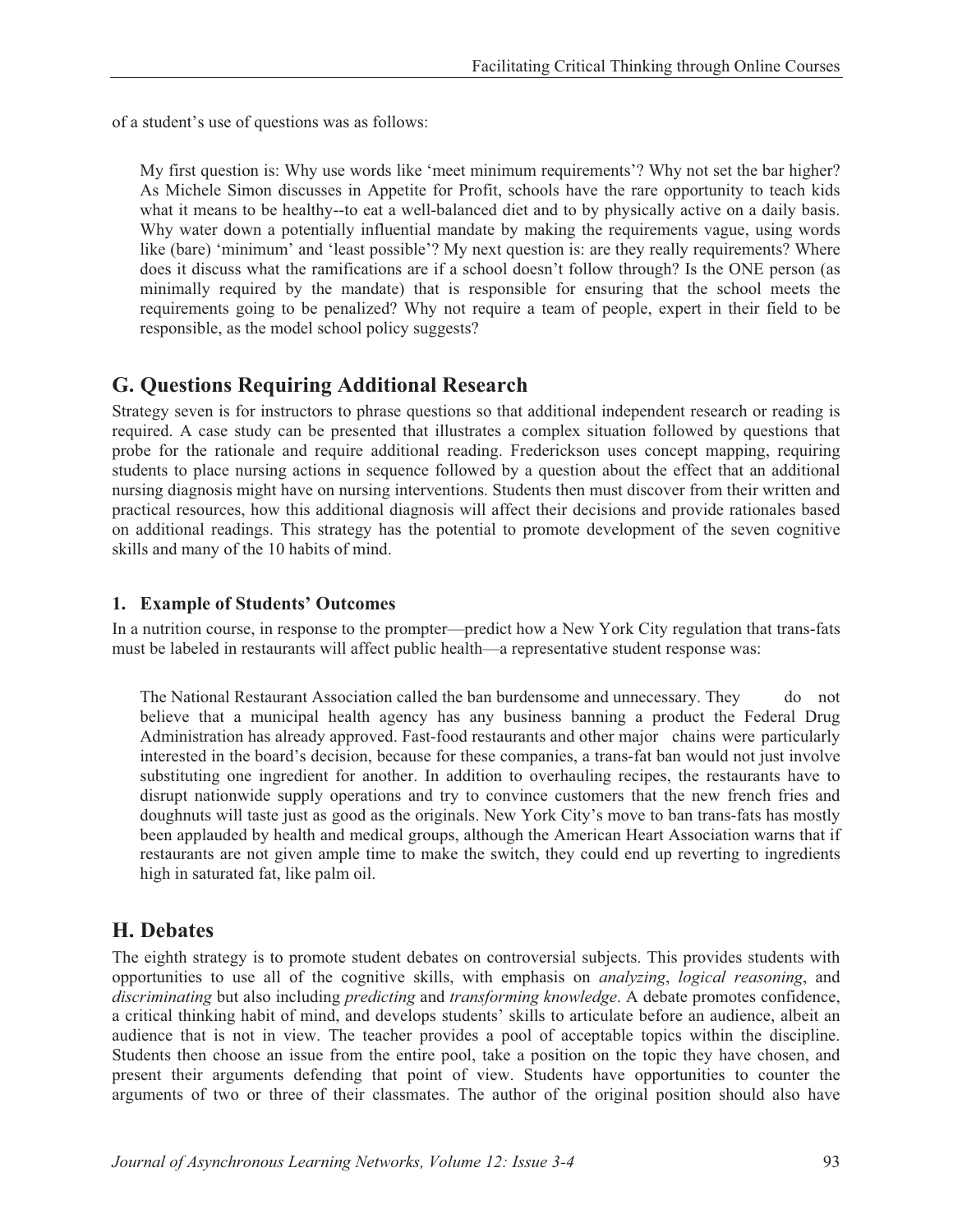of a student's use of questions was as follows:

> My first question is: Why use words like 'meet minimum requirements'? Why not set the bar higher? As Michele Simon discusses in Appetite for Profit, schools have the rare opportunity to teach kids what it means to be healthy--to eat a well-balanced diet and to by physically active on a daily basis. Why water down a potentially influential mandate by making the requirements vague, using words like (bare) 'minimum' and 'least possible'? My next question is: are they really requirements? Where does it discuss what the ramifications are if a school doesn't follow through? Is the ONE person (as minimally required by the mandate) that is responsible for ensuring that the school meets the requirements going to be penalized? Why not require a team of people, expert in their field to be responsible, as the model school policy suggests?

## G. Questions Requiring Additional Research

Strategy seven is for instructors to phrase questions so that additional independent research or reading is required. A case study can be presented that illustrates a complex situation followed by questions that probe for the rationale and require additional reading. Frederickson uses concept mapping, requiring students to place nursing actions in sequence followed by a question about the effect that an additional nursing diagnosis might have on nursing interventions. Students then must discover from their written and practical resources, how this additional diagnosis will affect their decisions and provide rationales based on additional readings. This strategy has the potential to promote development of the seven cognitive skills and many of the 10 habits of mind.

### 1. Example of Students' Outcomes

In a nutrition course, in response to the prompter—predict how a New York City regulation that trans-fats must be labeled in restaurants will affect public health—a representative student response was:

> The National Restaurant Association called the ban burdensome and unnecessary. They do not believe that a municipal health agency has any business banning a product the Federal Drug Administration has already approved. Fast-food restaurants and other major chains were particularly interested in the board's decision, because for these companies, a trans-fat ban would not just involve substituting one ingredient for another. In addition to overhauling recipes, the restaurants have to disrupt nationwide supply operations and try to convince customers that the new french fries and doughnuts will taste just as good as the originals. New York City's move to ban trans-fats has mostly been applauded by health and medical groups, although the American Heart Association warns that if restaurants are not given ample time to make the switch, they could end up reverting to ingredients high in saturated fat, like palm oil.

## H. Debates

The eighth strategy is to promote student debates on controversial subjects. This provides students with opportunities to use all of the cognitive skills, with emphasis on *analyzing*, *logical reasoning*, and *discriminating* but also including *predicting* and *transforming knowledge*. A debate promotes confidence, a critical thinking habit of mind, and develops students' skills to articulate before an audience, albeit an audience that is not in view. The teacher provides a pool of acceptable topics within the discipline. Students then choose an issue from the entire pool, take a position on the topic they have chosen, and present their arguments defending that point of view. Students have opportunities to counter the arguments of two or three of their classmates. The author of the original position should also have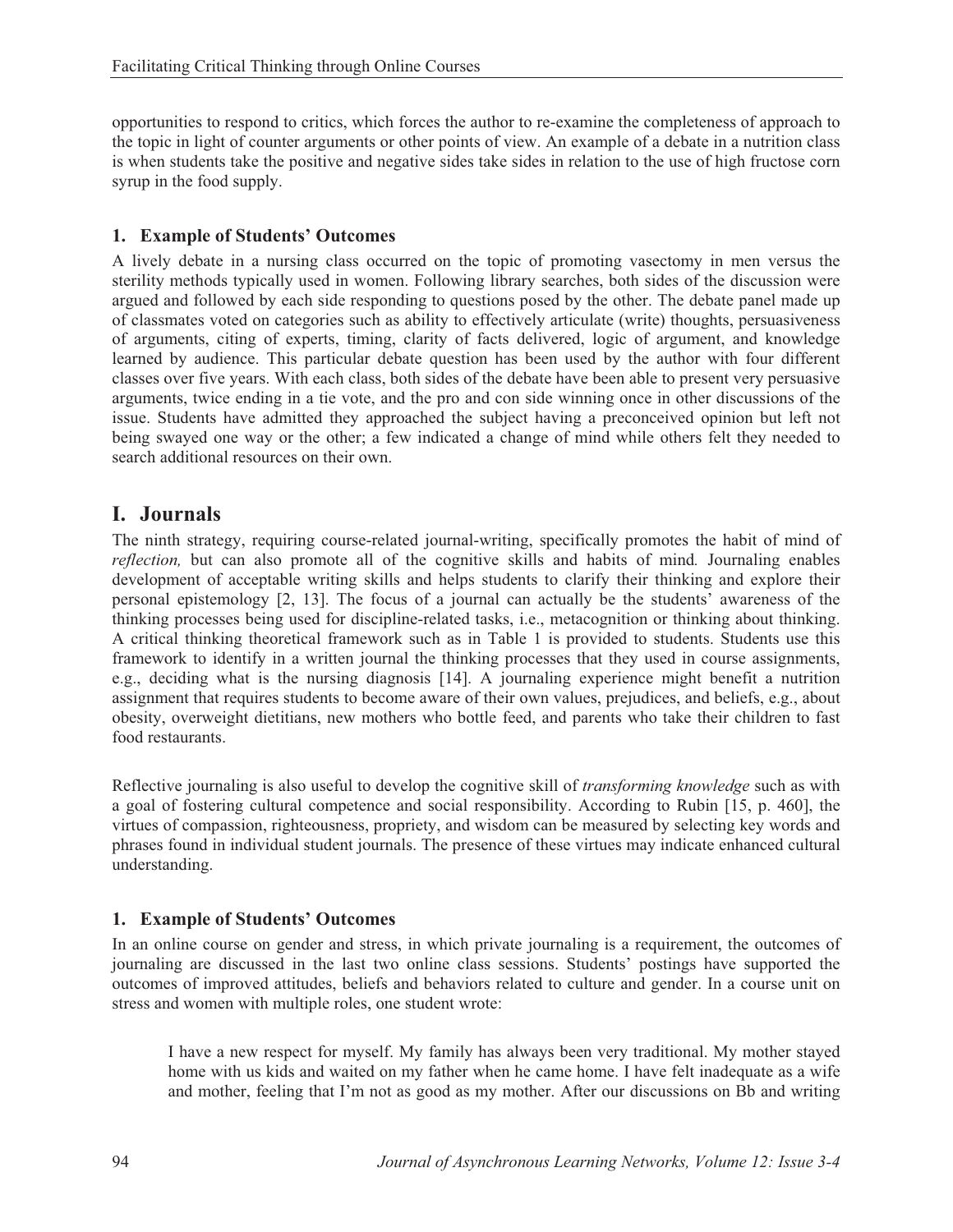opportunities to respond to critics, which forces the author to re-examine the completeness of approach to the topic in light of counter arguments or other points of view. An example of a debate in a nutrition class is when students take the positive and negative sides take sides in relation to the use of high fructose corn syrup in the food supply.

### 1. Example of Students' Outcomes

A lively debate in a nursing class occurred on the topic of promoting vasectomy in men versus the sterility methods typically used in women. Following library searches, both sides of the discussion were argued and followed by each side responding to questions posed by the other. The debate panel made up of classmates voted on categories such as ability to effectively articulate (write) thoughts, persuasiveness of arguments, citing of experts, timing, clarity of facts delivered, logic of argument, and knowledge learned by audience. This particular debate question has been used by the author with four different classes over five years. With each class, both sides of the debate have been able to present very persuasive arguments, twice ending in a tie vote, and the pro and con side winning once in other discussions of the issue. Students have admitted they approached the subject having a preconceived opinion but left not being swayed one way or the other; a few indicated a change of mind while others felt they needed to search additional resources on their own.

## I. Journals

The ninth strategy, requiring course-related journal-writing, specifically promotes the habit of mind of *reflection,* but can also promote all of the cognitive skills and habits of mind*.* Journaling enables development of acceptable writing skills and helps students to clarify their thinking and explore their personal epistemology [2, 13]. The focus of a journal can actually be the students' awareness of the thinking processes being used for discipline-related tasks, i.e., metacognition or thinking about thinking. A critical thinking theoretical framework such as in Table 1 is provided to students. Students use this framework to identify in a written journal the thinking processes that they used in course assignments, e.g., deciding what is the nursing diagnosis [14]. A journaling experience might benefit a nutrition assignment that requires students to become aware of their own values, prejudices, and beliefs, e.g., about obesity, overweight dietitians, new mothers who bottle feed, and parents who take their children to fast food restaurants.

Reflective journaling is also useful to develop the cognitive skill of *transforming knowledge* such as with a goal of fostering cultural competence and social responsibility. According to Rubin [15, p. 460], the virtues of compassion, righteousness, propriety, and wisdom can be measured by selecting key words and phrases found in individual student journals. The presence of these virtues may indicate enhanced cultural understanding.

### 1. Example of Students' Outcomes

In an online course on gender and stress, in which private journaling is a requirement, the outcomes of journaling are discussed in the last two online class sessions. Students' postings have supported the outcomes of improved attitudes, beliefs and behaviors related to culture and gender. In a course unit on stress and women with multiple roles, one student wrote:

> I have a new respect for myself. My family has always been very traditional. My mother stayed home with us kids and waited on my father when he came home. I have felt inadequate as a wife and mother, feeling that I'm not as good as my mother. After our discussions on Bb and writing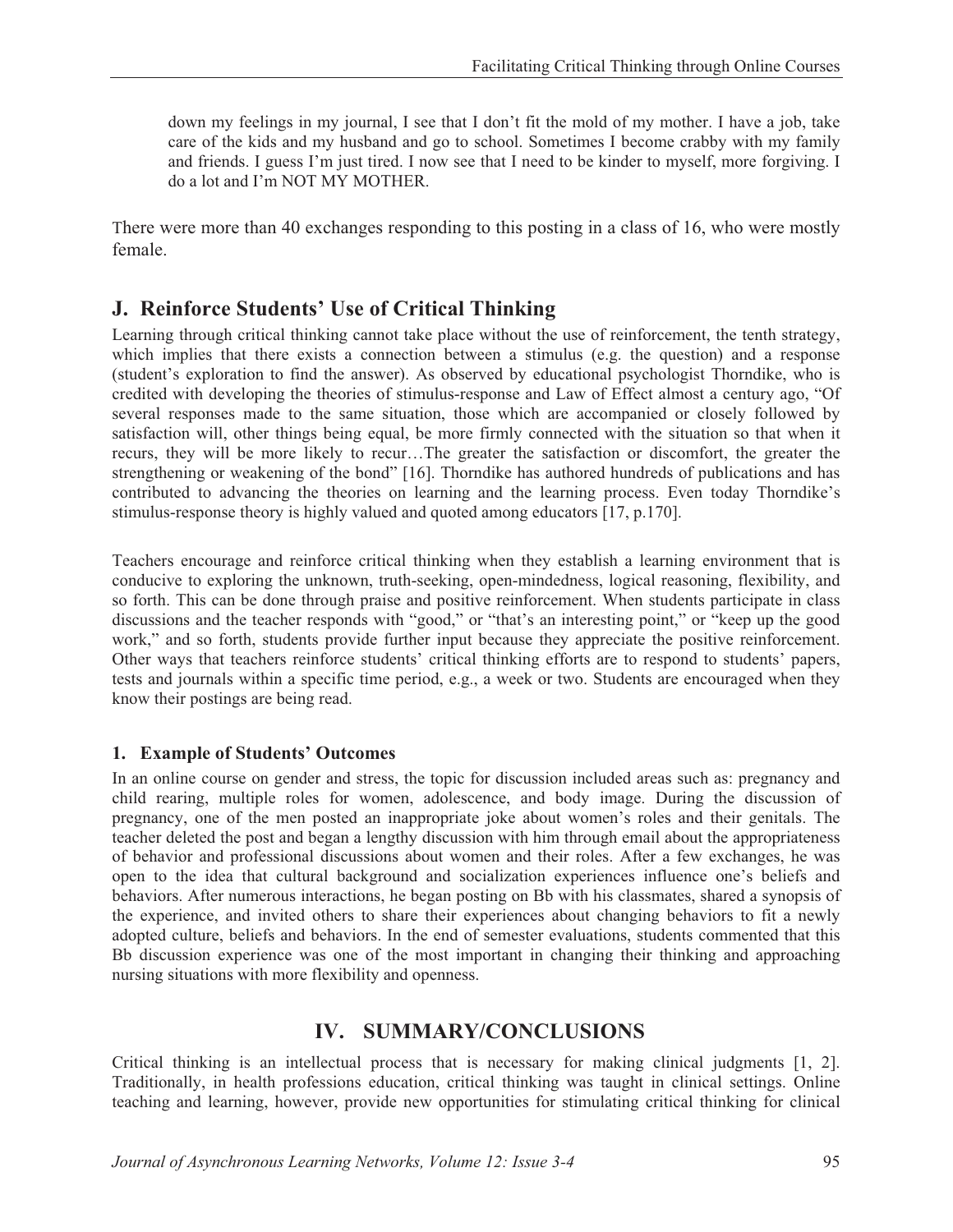> down my feelings in my journal, I see that I don't fit the mold of my mother. I have a job, take care of the kids and my husband and go to school. Sometimes I become crabby with my family and friends. I guess I'm just tired. I now see that I need to be kinder to myself, more forgiving. I do a lot and I'm NOT MY MOTHER.

There were more than 40 exchanges responding to this posting in a class of 16, who were mostly female.

## J. Reinforce Students' Use of Critical Thinking

Learning through critical thinking cannot take place without the use of reinforcement, the tenth strategy, which implies that there exists a connection between a stimulus (e.g. the question) and a response (student's exploration to find the answer). As observed by educational psychologist Thorndike, who is credited with developing the theories of stimulus-response and Law of Effect almost a century ago, "Of several responses made to the same situation, those which are accompanied or closely followed by satisfaction will, other things being equal, be more firmly connected with the situation so that when it recurs, they will be more likely to recur…The greater the satisfaction or discomfort, the greater the strengthening or weakening of the bond" [16]. Thorndike has authored hundreds of publications and has contributed to advancing the theories on learning and the learning process. Even today Thorndike's stimulus-response theory is highly valued and quoted among educators [17, p.170].

Teachers encourage and reinforce critical thinking when they establish a learning environment that is conducive to exploring the unknown, truth-seeking, open-mindedness, logical reasoning, flexibility, and so forth. This can be done through praise and positive reinforcement. When students participate in class discussions and the teacher responds with "good," or "that's an interesting point," or "keep up the good work," and so forth, students provide further input because they appreciate the positive reinforcement. Other ways that teachers reinforce students' critical thinking efforts are to respond to students' papers, tests and journals within a specific time period, e.g., a week or two. Students are encouraged when they know their postings are being read.

### 1. Example of Students' Outcomes

In an online course on gender and stress, the topic for discussion included areas such as: pregnancy and child rearing, multiple roles for women, adolescence, and body image. During the discussion of pregnancy, one of the men posted an inappropriate joke about women's roles and their genitals. The teacher deleted the post and began a lengthy discussion with him through email about the appropriateness of behavior and professional discussions about women and their roles. After a few exchanges, he was open to the idea that cultural background and socialization experiences influence one's beliefs and behaviors. After numerous interactions, he began posting on Bb with his classmates, shared a synopsis of the experience, and invited others to share their experiences about changing behaviors to fit a newly adopted culture, beliefs and behaviors. In the end of semester evaluations, students commented that this Bb discussion experience was one of the most important in changing their thinking and approaching nursing situations with more flexibility and openness.

# IV. SUMMARY/CONCLUSIONS

Critical thinking is an intellectual process that is necessary for making clinical judgments [1, 2]. Traditionally, in health professions education, critical thinking was taught in clinical settings. Online teaching and learning, however, provide new opportunities for stimulating critical thinking for clinical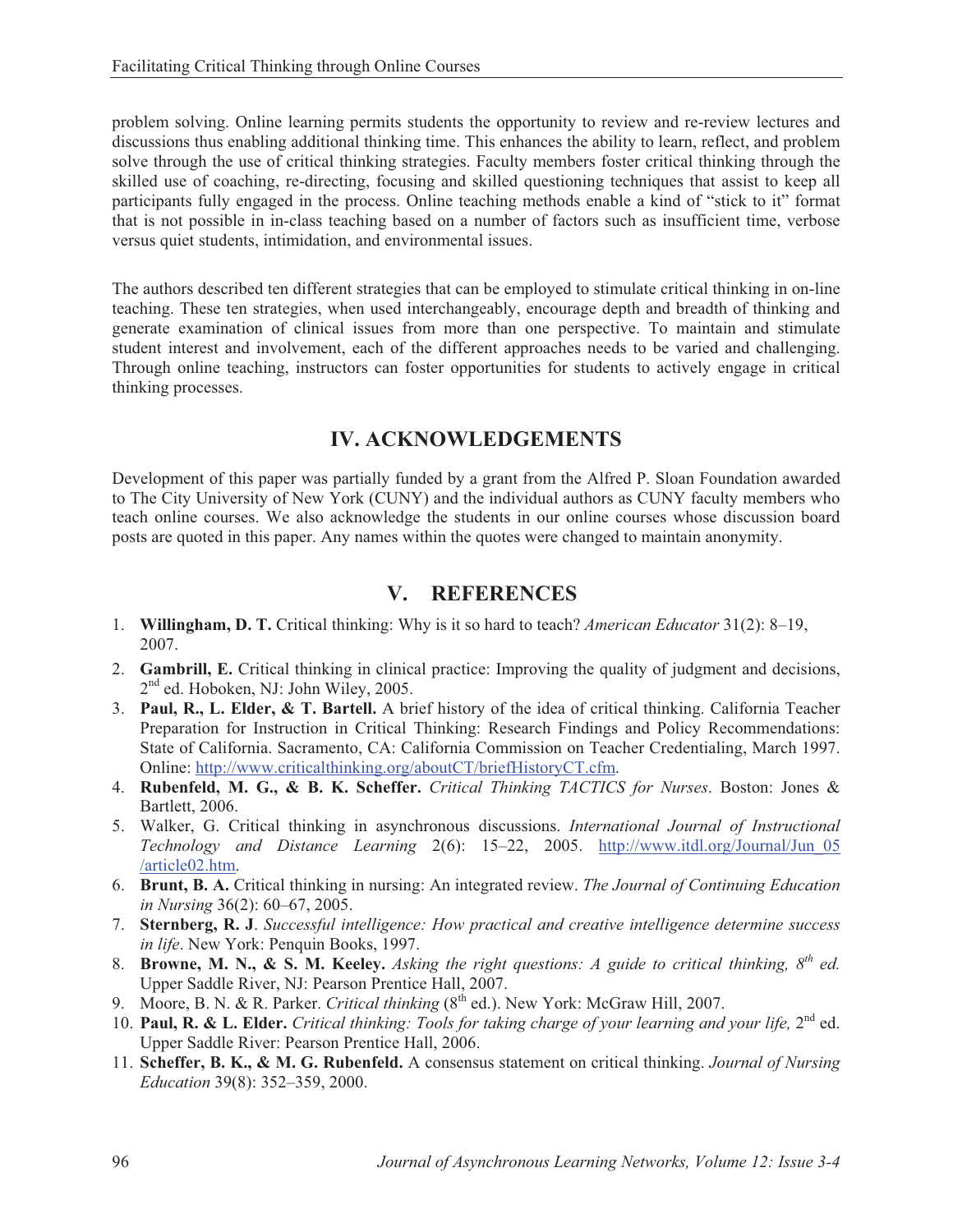problem solving. Online learning permits students the opportunity to review and re-review lectures and discussions thus enabling additional thinking time. This enhances the ability to learn, reflect, and problem solve through the use of critical thinking strategies. Faculty members foster critical thinking through the skilled use of coaching, re-directing, focusing and skilled questioning techniques that assist to keep all participants fully engaged in the process. Online teaching methods enable a kind of "stick to it" format that is not possible in in-class teaching based on a number of factors such as insufficient time, verbose versus quiet students, intimidation, and environmental issues.

The authors described ten different strategies that can be employed to stimulate critical thinking in on-line teaching. These ten strategies, when used interchangeably, encourage depth and breadth of thinking and generate examination of clinical issues from more than one perspective. To maintain and stimulate student interest and involvement, each of the different approaches needs to be varied and challenging. Through online teaching, instructors can foster opportunities for students to actively engage in critical thinking processes.

## IV. ACKNOWLEDGEMENTS

Development of this paper was partially funded by a grant from the Alfred P. Sloan Foundation awarded to The City University of New York (CUNY) and the individual authors as CUNY faculty members who teach online courses. We also acknowledge the students in our online courses whose discussion board posts are quoted in this paper. Any names within the quotes were changed to maintain anonymity.

## V. REFERENCES

1. **Willingham, D. T.** Critical thinking: Why is it so hard to teach? *American Educator* 31(2): 8–19, 2007.
2. **Gambrill, E.** Critical thinking in clinical practice: Improving the quality of judgment and decisions, 2nd ed. Hoboken, NJ: John Wiley, 2005.
3. **Paul, R., L. Elder, & T. Bartell.** A brief history of the idea of critical thinking. California Teacher Preparation for Instruction in Critical Thinking: Research Findings and Policy Recommendations: State of California. Sacramento, CA: California Commission on Teacher Credentialing, March 1997. Online: http://www.criticalthinking.org/aboutCT/briefHistoryCT.cfm.
4. **Rubenfeld, M. G., & B. K. Scheffer.** *Critical Thinking TACTICS for Nurses*. Boston: Jones & Bartlett, 2006.
5. Walker, G. Critical thinking in asynchronous discussions. *International Journal of Instructional Technology and Distance Learning* 2(6): 15–22, 2005. http://www.itdl.org/Journal/Jun_05/article02.htm.
6. **Brunt, B. A.** Critical thinking in nursing: An integrated review. *The Journal of Continuing Education in Nursing* 36(2): 60–67, 2005.
7. **Sternberg, R. J**. *Successful intelligence: How practical and creative intelligence determine success in life*. New York: Penquin Books, 1997.
8. **Browne, M. N., & S. M. Keeley.** *Asking the right questions: A guide to critical thinking, 8th ed.* Upper Saddle River, NJ: Pearson Prentice Hall, 2007.
9. Moore, B. N. & R. Parker. *Critical thinking* (8th ed.). New York: McGraw Hill, 2007.
10. **Paul, R. & L. Elder.** *Critical thinking: Tools for taking charge of your learning and your life,* 2nd ed. Upper Saddle River: Pearson Prentice Hall, 2006.
11. **Scheffer, B. K., & M. G. Rubenfeld.** A consensus statement on critical thinking. *Journal of Nursing Education* 39(8): 352–359, 2000.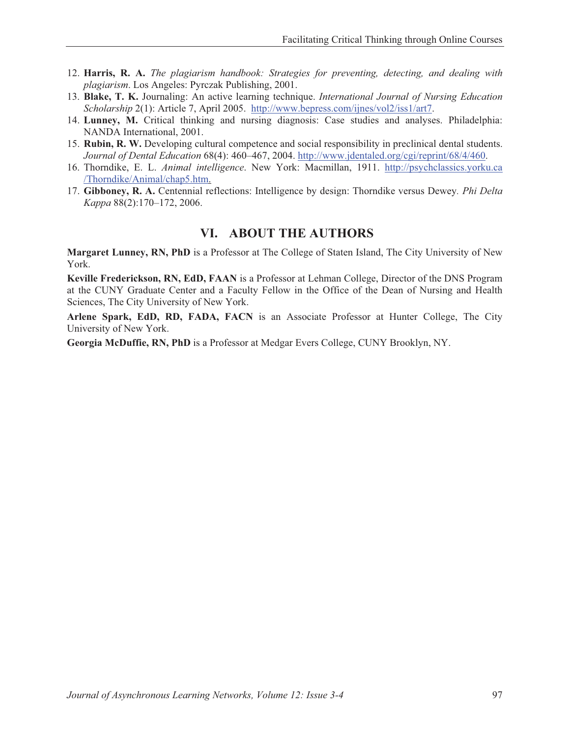12. **Harris, R. A.** *The plagiarism handbook: Strategies for preventing, detecting, and dealing with plagiarism*. Los Angeles: Pyrczak Publishing, 2001.
13. **Blake, T. K.** Journaling: An active learning technique. *International Journal of Nursing Education Scholarship* 2(1): Article 7, April 2005. http://www.bepress.com/ijnes/vol2/iss1/art7.
14. **Lunney, M.** Critical thinking and nursing diagnosis: Case studies and analyses. Philadelphia: NANDA International, 2001.
15. **Rubin, R. W.** Developing cultural competence and social responsibility in preclinical dental students. *Journal of Dental Education* 68(4): 460–467, 2004. http://www.jdentaled.org/cgi/reprint/68/4/460.
16. Thorndike, E. L. *Animal intelligence*. New York: Macmillan, 1911. http://psychclassics.yorku.ca/Thorndike/Animal/chap5.htm.
17. **Gibboney, R. A.** Centennial reflections: Intelligence by design: Thorndike versus Dewey. *Phi Delta Kappa* 88(2):170–172, 2006.

## VI. ABOUT THE AUTHORS

**Margaret Lunney, RN, PhD** is a Professor at The College of Staten Island, The City University of New York.

**Keville Frederickson, RN, EdD, FAAN** is a Professor at Lehman College, Director of the DNS Program at the CUNY Graduate Center and a Faculty Fellow in the Office of the Dean of Nursing and Health Sciences, The City University of New York.

**Arlene Spark, EdD, RD, FADA, FACN** is an Associate Professor at Hunter College, The City University of New York.

**Georgia McDuffie, RN, PhD** is a Professor at Medgar Evers College, CUNY Brooklyn, NY.